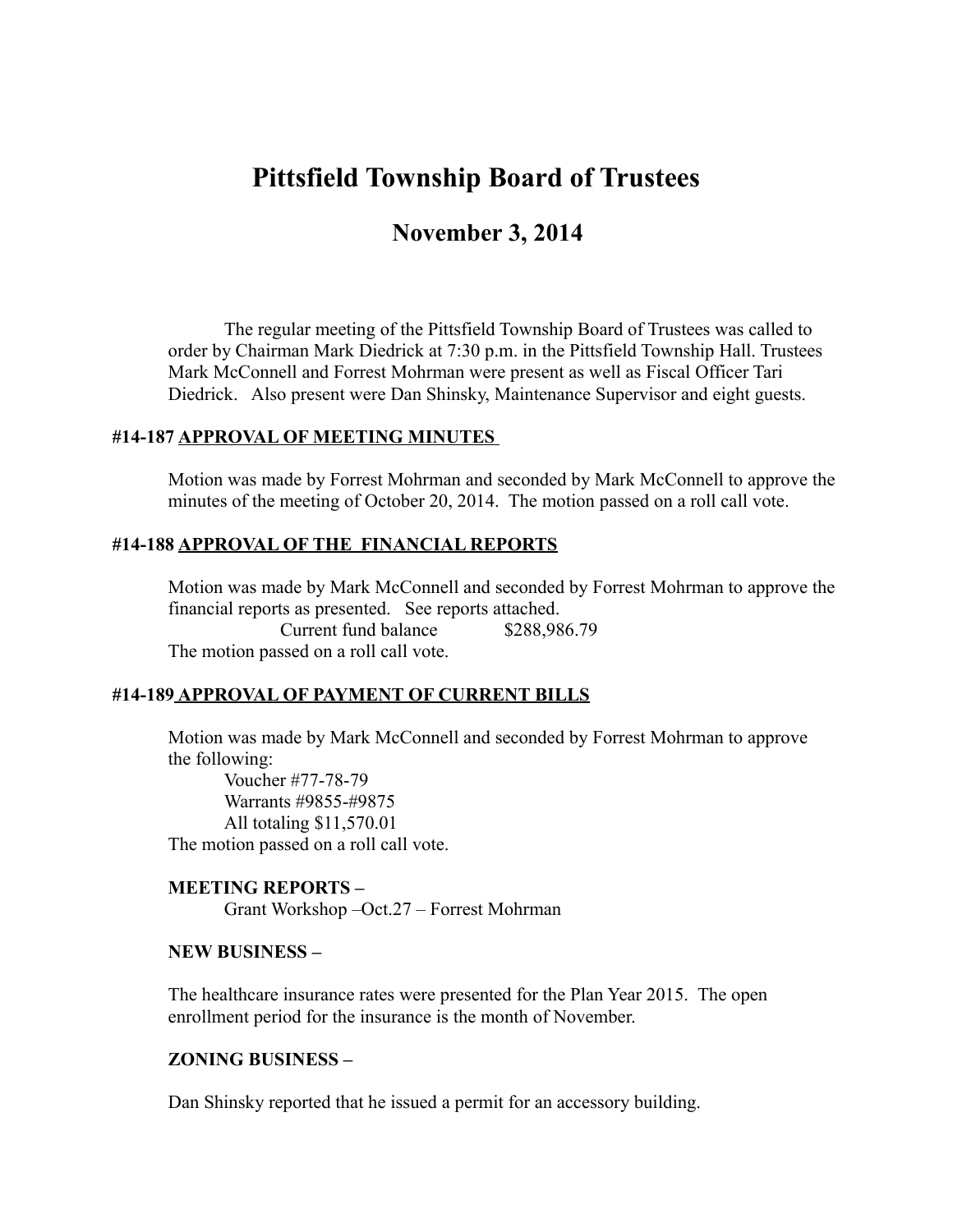# Pittsfield Township Board of Trustees

## November 3, 2014

The regular meeting of the Pittsfield Township Board of Trustees was called to order by Chairman Mark Diedrick at 7:30 p.m. in the Pittsfield Township Hall. Trustees Mark McConnell and Forrest Mohrman were present as well as Fiscal Officer Tari Diedrick. Also present were Dan Shinsky, Maintenance Supervisor and eight guests.

### #14-187 <u>APPROVAL OF MEETING MINUTES</u>

Motion was made by Forrest Mohrman and seconded by Mark McConnell to approve the minutes of the meeting of October 20, 2014. The motion passed on a roll call vote.

### #14-188 <u>APPROVAL OF THE FINANCIAL REPORTS</u>

Motion was made by Mark McConnell and seconded by Forrest Mohrman to approve the financial reports as presented. See reports attached.

Current fund balance $288,986.79

The motion passed on a roll call vote.

### #14-189 <u>APPROVAL OF PAYMENT OF CURRENT BILLS</u>

Motion was made by Mark McConnell and seconded by Forrest Mohrman to approve the following:

Voucher #77-78-79
Warrants #9855-#9875
All totaling $11,570.01

The motion passed on a roll call vote.

**MEETING REPORTS –**

Grant Workshop –Oct.27 – Forrest Mohrman

**NEW BUSINESS –**

The healthcare insurance rates were presented for the Plan Year 2015. The open enrollment period for the insurance is the month of November.

**ZONING BUSINESS –**

Dan Shinsky reported that he issued a permit for an accessory building.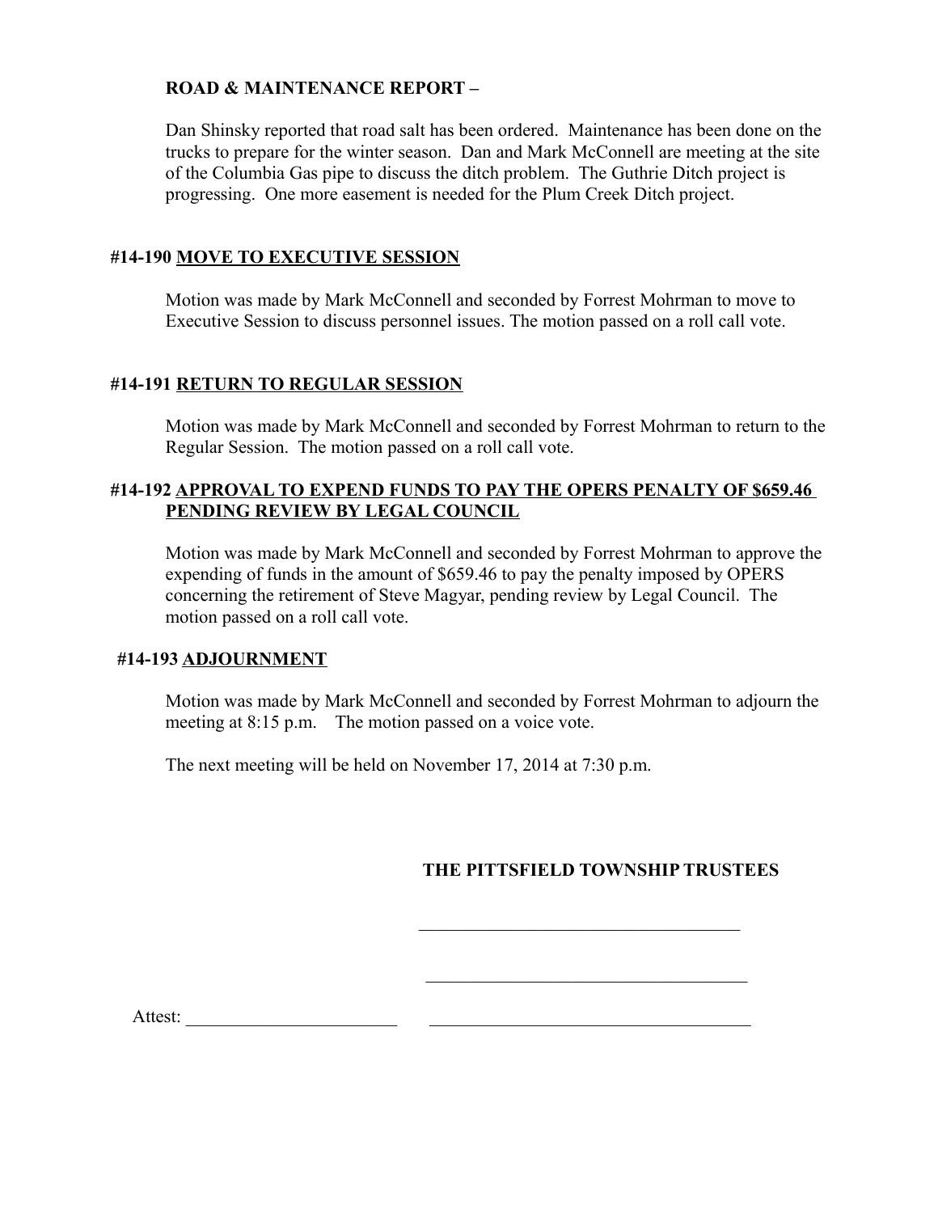**ROAD & MAINTENANCE REPORT –**

Dan Shinsky reported that road salt has been ordered. Maintenance has been done on the trucks to prepare for the winter season. Dan and Mark McConnell are meeting at the site of the Columbia Gas pipe to discuss the ditch problem. The Guthrie Ditch project is progressing. One more easement is needed for the Plum Creek Ditch project.

**#14-190 MOVE TO EXECUTIVE SESSION**

Motion was made by Mark McConnell and seconded by Forrest Mohrman to move to Executive Session to discuss personnel issues. The motion passed on a roll call vote.

**#14-191 RETURN TO REGULAR SESSION**

Motion was made by Mark McConnell and seconded by Forrest Mohrman to return to the Regular Session. The motion passed on a roll call vote.

**#14-192 APPROVAL TO EXPEND FUNDS TO PAY THE OPERS PENALTY OF $659.46 PENDING REVIEW BY LEGAL COUNCIL**

Motion was made by Mark McConnell and seconded by Forrest Mohrman to approve the expending of funds in the amount of $659.46 to pay the penalty imposed by OPERS concerning the retirement of Steve Magyar, pending review by Legal Council. The motion passed on a roll call vote.

**#14-193 ADJOURNMENT**

Motion was made by Mark McConnell and seconded by Forrest Mohrman to adjourn the meeting at 8:15 p.m. The motion passed on a voice vote.

The next meeting will be held on November 17, 2014 at 7:30 p.m.

**THE PITTSFIELD TOWNSHIP TRUSTEES**

\_\_\_\_\_\_\_\_\_\_\_\_\_\_\_\_\_\_\_\_\_\_\_\_\_\_\_\_\_\_\_\_\_\_\_

\_\_\_\_\_\_\_\_\_\_\_\_\_\_\_\_\_\_\_\_\_\_\_\_\_\_\_\_\_\_\_\_\_\_\_

Attest: \_\_\_\_\_\_\_\_\_\_\_\_\_\_\_\_\_\_\_\_\_\_\_ \_\_\_\_\_\_\_\_\_\_\_\_\_\_\_\_\_\_\_\_\_\_\_\_\_\_\_\_\_\_\_\_\_\_\_